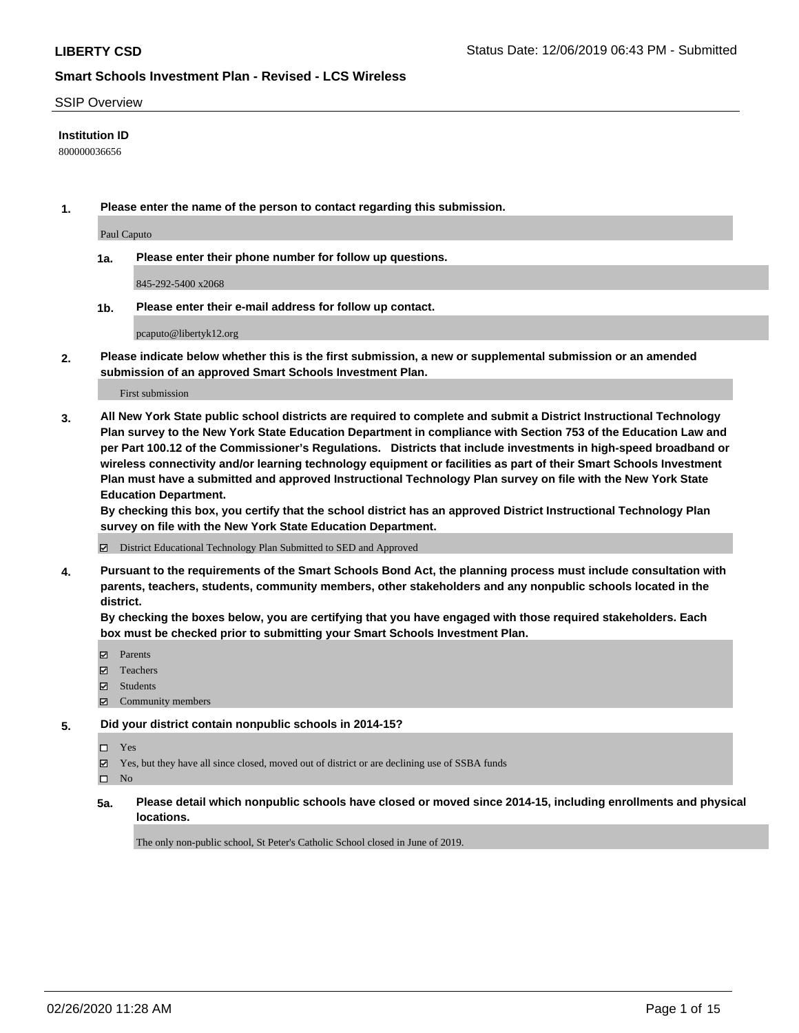**LIBERTY CSD**

Status Date: 12/06/2019 06:43 PM - Submitted

## Smart Schools Investment Plan - Revised - LCS Wireless

SSIP Overview

**Institution ID**

800000036656

**1. Please enter the name of the person to contact regarding this submission.**

Paul Caputo

**1a. Please enter their phone number for follow up questions.**

845-292-5400 x2068

**1b. Please enter their e-mail address for follow up contact.**

pcaputo@libertyk12.org

**2. Please indicate below whether this is the first submission, a new or supplemental submission or an amended submission of an approved Smart Schools Investment Plan.**

First submission

**3. All New York State public school districts are required to complete and submit a District Instructional Technology Plan survey to the New York State Education Department in compliance with Section 753 of the Education Law and per Part 100.12 of the Commissioner's Regulations. Districts that include investments in high-speed broadband or wireless connectivity and/or learning technology equipment or facilities as part of their Smart Schools Investment Plan must have a submitted and approved Instructional Technology Plan survey on file with the New York State Education Department.**
**By checking this box, you certify that the school district has an approved District Instructional Technology Plan survey on file with the New York State Education Department.**

- ☑ District Educational Technology Plan Submitted to SED and Approved

**4. Pursuant to the requirements of the Smart Schools Bond Act, the planning process must include consultation with parents, teachers, students, community members, other stakeholders and any nonpublic schools located in the district.**
**By checking the boxes below, you are certifying that you have engaged with those required stakeholders. Each box must be checked prior to submitting your Smart Schools Investment Plan.**

- ☑ Parents
- ☑ Teachers
- ☑ Students
- ☑ Community members

**5. Did your district contain nonpublic schools in 2014-15?**

- ☐ Yes
- ☑ Yes, but they have all since closed, moved out of district or are declining use of SSBA funds
- ☐ No

**5a. Please detail which nonpublic schools have closed or moved since 2014-15, including enrollments and physical locations.**

The only non-public school, St Peter's Catholic School closed in June of 2019.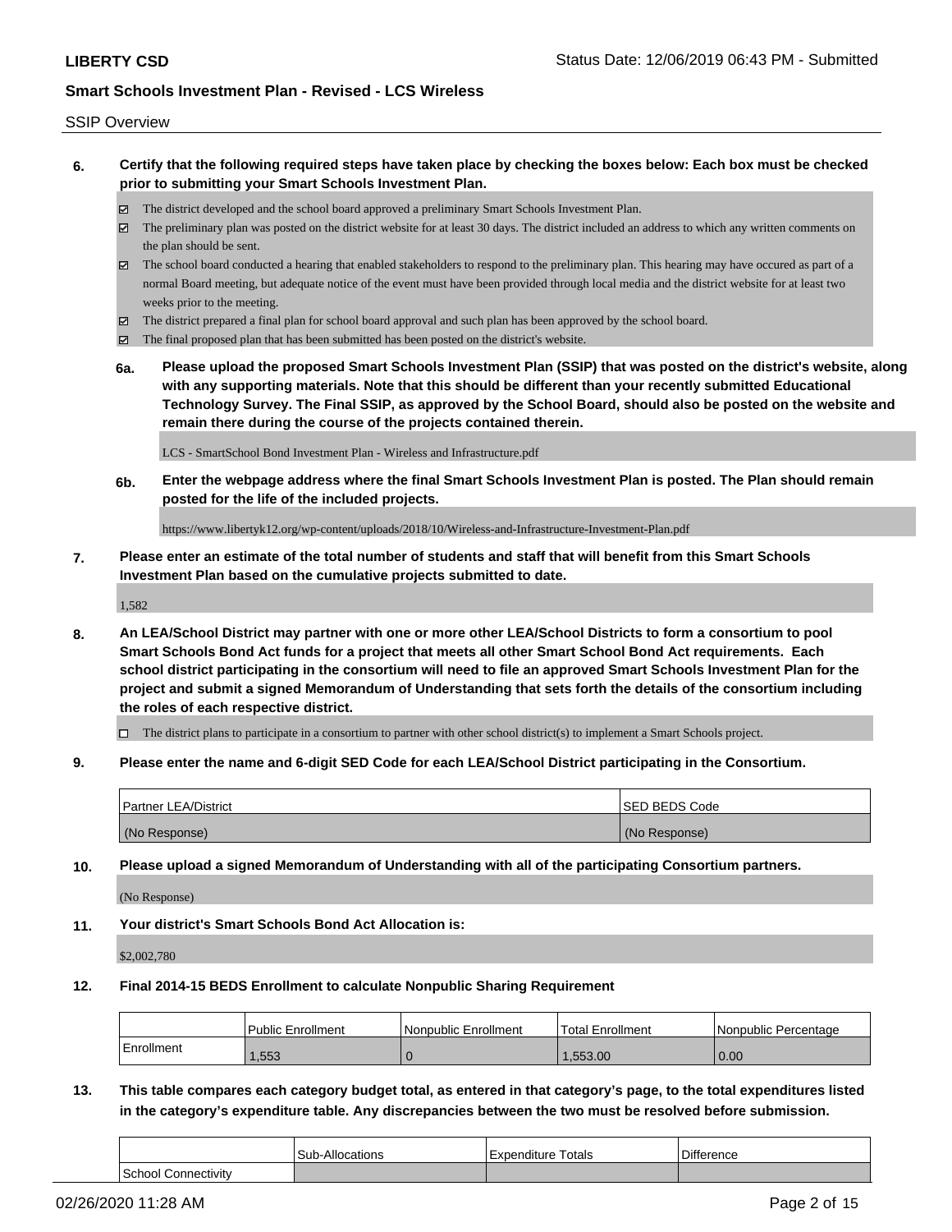SSIP Overview

**6. Certify that the following required steps have taken place by checking the boxes below: Each box must be checked prior to submitting your Smart Schools Investment Plan.**

- ☑ The district developed and the school board approved a preliminary Smart Schools Investment Plan.
- ☑ The preliminary plan was posted on the district website for at least 30 days. The district included an address to which any written comments on the plan should be sent.
- ☑ The school board conducted a hearing that enabled stakeholders to respond to the preliminary plan. This hearing may have occured as part of a normal Board meeting, but adequate notice of the event must have been provided through local media and the district website for at least two weeks prior to the meeting.
- ☑ The district prepared a final plan for school board approval and such plan has been approved by the school board.
- ☑ The final proposed plan that has been submitted has been posted on the district's website.

**6a. Please upload the proposed Smart Schools Investment Plan (SSIP) that was posted on the district's website, along with any supporting materials. Note that this should be different than your recently submitted Educational Technology Survey. The Final SSIP, as approved by the School Board, should also be posted on the website and remain there during the course of the projects contained therein.**

LCS - SmartSchool Bond Investment Plan - Wireless and Infrastructure.pdf

**6b. Enter the webpage address where the final Smart Schools Investment Plan is posted. The Plan should remain posted for the life of the included projects.**

https://www.libertyk12.org/wp-content/uploads/2018/10/Wireless-and-Infrastructure-Investment-Plan.pdf

**7. Please enter an estimate of the total number of students and staff that will benefit from this Smart Schools Investment Plan based on the cumulative projects submitted to date.**

1,582

**8. An LEA/School District may partner with one or more other LEA/School Districts to form a consortium to pool Smart Schools Bond Act funds for a project that meets all other Smart School Bond Act requirements. Each school district participating in the consortium will need to file an approved Smart Schools Investment Plan for the project and submit a signed Memorandum of Understanding that sets forth the details of the consortium including the roles of each respective district.**

- ☐ The district plans to participate in a consortium to partner with other school district(s) to implement a Smart Schools project.

**9. Please enter the name and 6-digit SED Code for each LEA/School District participating in the Consortium.**

| Partner LEA/District | SED BEDS Code |
|---|---|
| (No Response) | (No Response) |

**10. Please upload a signed Memorandum of Understanding with all of the participating Consortium partners.**

(No Response)

**11. Your district's Smart Schools Bond Act Allocation is:**

$2,002,780

**12. Final 2014-15 BEDS Enrollment to calculate Nonpublic Sharing Requirement**

| | Public Enrollment | Nonpublic Enrollment | Total Enrollment | Nonpublic Percentage |
|---|---|---|---|---|
| Enrollment | 1,553 | 0 | 1,553.00 | 0.00 |

**13. This table compares each category budget total, as entered in that category's page, to the total expenditures listed in the category's expenditure table. Any discrepancies between the two must be resolved before submission.**

| | Sub-Allocations | Expenditure Totals | Difference |
|---|---|---|---|
| School Connectivity | | | |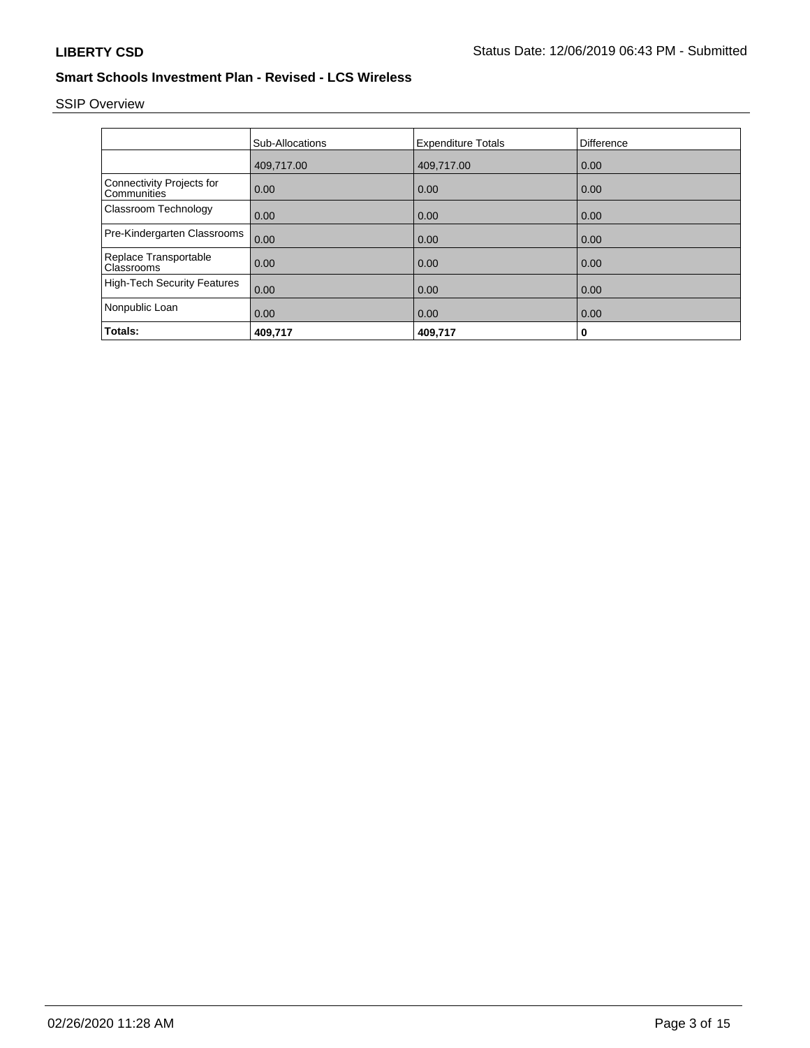**LIBERTY CSD**

Status Date: 12/06/2019 06:43 PM - Submitted

## Smart Schools Investment Plan - Revised - LCS Wireless

SSIP Overview

| | Sub-Allocations | Expenditure Totals | Difference |
|---|---|---|---|
| | 409,717.00 | 409,717.00 | 0.00 |
| Connectivity Projects for Communities | 0.00 | 0.00 | 0.00 |
| Classroom Technology | 0.00 | 0.00 | 0.00 |
| Pre-Kindergarten Classrooms | 0.00 | 0.00 | 0.00 |
| Replace Transportable Classrooms | 0.00 | 0.00 | 0.00 |
| High-Tech Security Features | 0.00 | 0.00 | 0.00 |
| Nonpublic Loan | 0.00 | 0.00 | 0.00 |
| **Totals:** | **409,717** | **409,717** | **0** |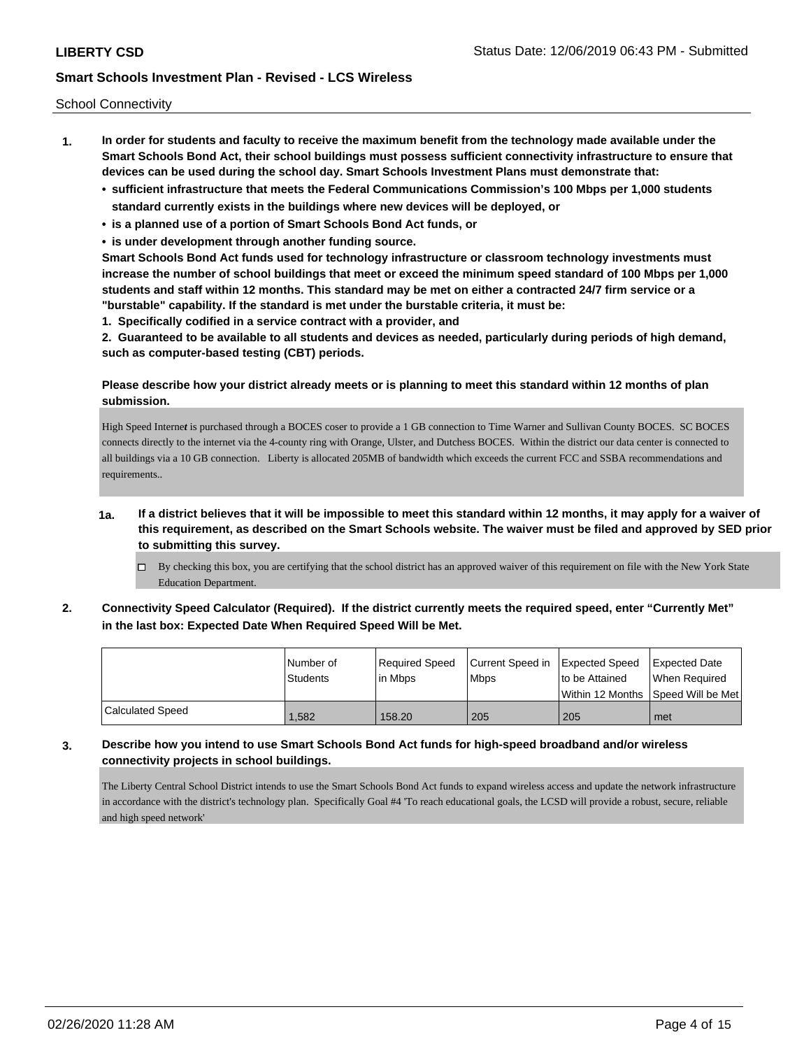**LIBERTY CSD** Status Date: 12/06/2019 06:43 PM - Submitted

**Smart Schools Investment Plan - Revised - LCS Wireless**

School Connectivity

1. **In order for students and faculty to receive the maximum benefit from the technology made available under the Smart Schools Bond Act, their school buildings must possess sufficient connectivity infrastructure to ensure that devices can be used during the school day. Smart Schools Investment Plans must demonstrate that:**
   - **sufficient infrastructure that meets the Federal Communications Commission's 100 Mbps per 1,000 students standard currently exists in the buildings where new devices will be deployed, or**
   - **is a planned use of a portion of Smart Schools Bond Act funds, or**
   - **is under development through another funding source.**

   **Smart Schools Bond Act funds used for technology infrastructure or classroom technology investments must increase the number of school buildings that meet or exceed the minimum speed standard of 100 Mbps per 1,000 students and staff within 12 months. This standard may be met on either a contracted 24/7 firm service or a "burstable" capability. If the standard is met under the burstable criteria, it must be:**

   **1. Specifically codified in a service contract with a provider, and**

   **2. Guaranteed to be available to all students and devices as needed, particularly during periods of high demand, such as computer-based testing (CBT) periods.**

   **Please describe how your district already meets or is planning to meet this standard within 12 months of plan submission.**

   High Speed Internet is purchased through a BOCES coser to provide a 1 GB connection to Time Warner and Sullivan County BOCES. SC BOCES connects directly to the internet via the 4-county ring with Orange, Ulster, and Dutchess BOCES. Within the district our data center is connected to all buildings via a 10 GB connection. Liberty is allocated 205MB of bandwidth which exceeds the current FCC and SSBA recommendations and requirements..

   **1a. If a district believes that it will be impossible to meet this standard within 12 months, it may apply for a waiver of this requirement, as described on the Smart Schools website. The waiver must be filed and approved by SED prior to submitting this survey.**

   ☐ By checking this box, you are certifying that the school district has an approved waiver of this requirement on file with the New York State Education Department.

2. **Connectivity Speed Calculator (Required). If the district currently meets the required speed, enter "Currently Met" in the last box: Expected Date When Required Speed Will be Met.**

| | Number of Students | Required Speed in Mbps | Current Speed in Mbps | Expected Speed to be Attained Within 12 Months | Expected Date When Required Speed Will be Met |
|---|---|---|---|---|---|
| Calculated Speed | 1,582 | 158.20 | 205 | 205 | met |

3. **Describe how you intend to use Smart Schools Bond Act funds for high-speed broadband and/or wireless connectivity projects in school buildings.**

   The Liberty Central School District intends to use the Smart Schools Bond Act funds to expand wireless access and update the network infrastructure in accordance with the district's technology plan. Specifically Goal #4 'To reach educational goals, the LCSD will provide a robust, secure, reliable and high speed network'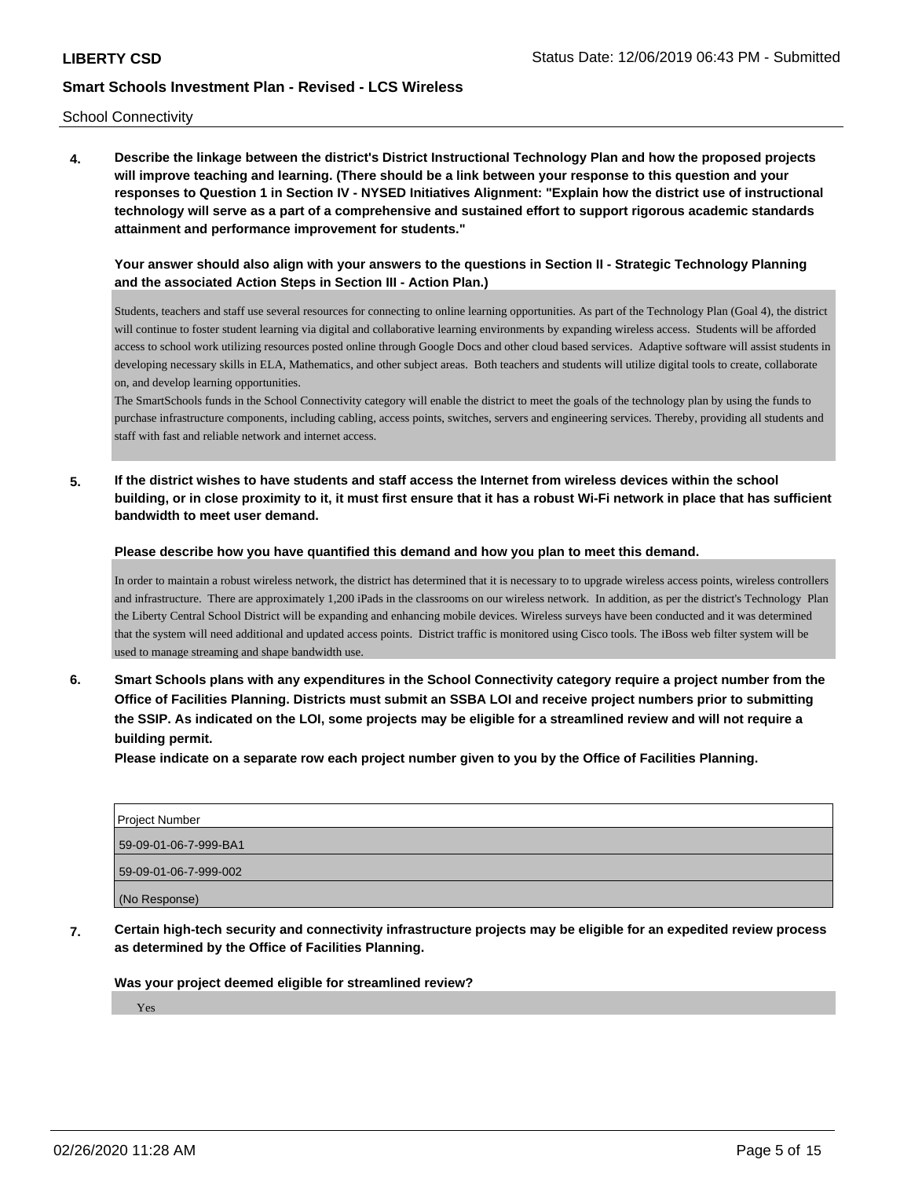School Connectivity

**4. Describe the linkage between the district's District Instructional Technology Plan and how the proposed projects will improve teaching and learning. (There should be a link between your response to this question and your responses to Question 1 in Section IV - NYSED Initiatives Alignment: "Explain how the district use of instructional technology will serve as a part of a comprehensive and sustained effort to support rigorous academic standards attainment and performance improvement for students."**

**Your answer should also align with your answers to the questions in Section II - Strategic Technology Planning and the associated Action Steps in Section III - Action Plan.)**

Students, teachers and staff use several resources for connecting to online learning opportunities. As part of the Technology Plan (Goal 4), the district will continue to foster student learning via digital and collaborative learning environments by expanding wireless access. Students will be afforded access to school work utilizing resources posted online through Google Docs and other cloud based services. Adaptive software will assist students in developing necessary skills in ELA, Mathematics, and other subject areas. Both teachers and students will utilize digital tools to create, collaborate on, and develop learning opportunities.

The SmartSchools funds in the School Connectivity category will enable the district to meet the goals of the technology plan by using the funds to purchase infrastructure components, including cabling, access points, switches, servers and engineering services. Thereby, providing all students and staff with fast and reliable network and internet access.

**5. If the district wishes to have students and staff access the Internet from wireless devices within the school building, or in close proximity to it, it must first ensure that it has a robust Wi-Fi network in place that has sufficient bandwidth to meet user demand.**

**Please describe how you have quantified this demand and how you plan to meet this demand.**

In order to maintain a robust wireless network, the district has determined that it is necessary to to upgrade wireless access points, wireless controllers and infrastructure. There are approximately 1,200 iPads in the classrooms on our wireless network. In addition, as per the district's Technology Plan the Liberty Central School District will be expanding and enhancing mobile devices. Wireless surveys have been conducted and it was determined that the system will need additional and updated access points. District traffic is monitored using Cisco tools. The iBoss web filter system will be used to manage streaming and shape bandwidth use.

**6. Smart Schools plans with any expenditures in the School Connectivity category require a project number from the Office of Facilities Planning. Districts must submit an SSBA LOI and receive project numbers prior to submitting the SSIP. As indicated on the LOI, some projects may be eligible for a streamlined review and will not require a building permit.**

**Please indicate on a separate row each project number given to you by the Office of Facilities Planning.**

| Project Number |
| --- |
| 59-09-01-06-7-999-BA1 |
| 59-09-01-06-7-999-002 |
| (No Response) |

**7. Certain high-tech security and connectivity infrastructure projects may be eligible for an expedited review process as determined by the Office of Facilities Planning.**

**Was your project deemed eligible for streamlined review?**

Yes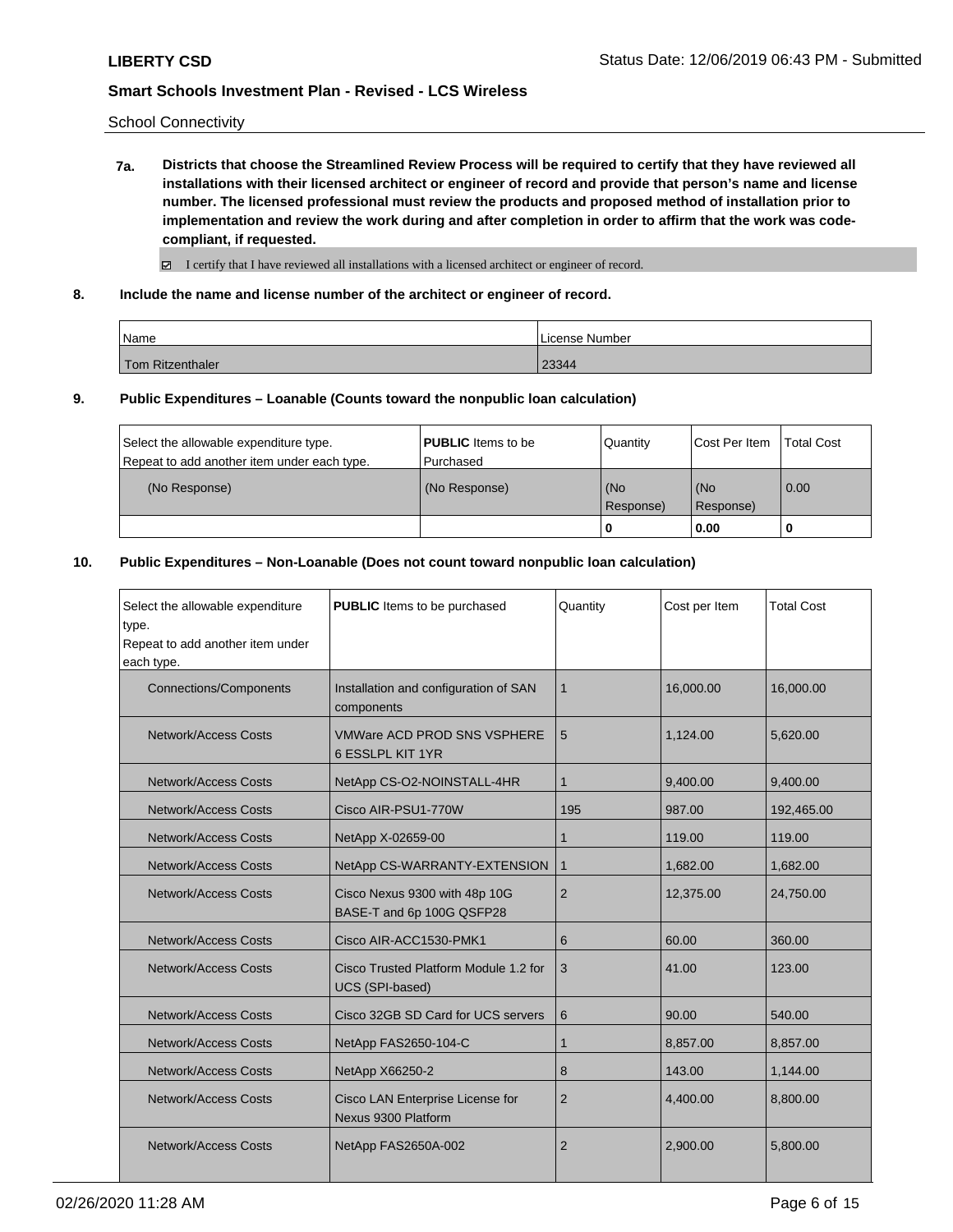School Connectivity

**7a. Districts that choose the Streamlined Review Process will be required to certify that they have reviewed all installations with their licensed architect or engineer of record and provide that person's name and license number. The licensed professional must review the products and proposed method of installation prior to implementation and review the work during and after completion in order to affirm that the work was code-compliant, if requested.**

☑ I certify that I have reviewed all installations with a licensed architect or engineer of record.

**8. Include the name and license number of the architect or engineer of record.**

| Name | License Number |
|---|---|
| Tom Ritzenthaler | 23344 |

**9. Public Expenditures – Loanable (Counts toward the nonpublic loan calculation)**

| Select the allowable expenditure type. Repeat to add another item under each type. | **PUBLIC** Items to be Purchased | Quantity | Cost Per Item | Total Cost |
|---|---|---|---|---|
| (No Response) | (No Response) | (No Response) | (No Response) | 0.00 |
| | | **0** | **0.00** | **0** |

**10. Public Expenditures – Non-Loanable (Does not count toward nonpublic loan calculation)**

| Select the allowable expenditure type. Repeat to add another item under each type. | **PUBLIC** Items to be purchased | Quantity | Cost per Item | Total Cost |
|---|---|---|---|---|
| Connections/Components | Installation and configuration of SAN components | 1 | 16,000.00 | 16,000.00 |
| Network/Access Costs | VMWare ACD PROD SNS VSPHERE 6 ESSLPL KIT 1YR | 5 | 1,124.00 | 5,620.00 |
| Network/Access Costs | NetApp CS-O2-NOINSTALL-4HR | 1 | 9,400.00 | 9,400.00 |
| Network/Access Costs | Cisco AIR-PSU1-770W | 195 | 987.00 | 192,465.00 |
| Network/Access Costs | NetApp X-02659-00 | 1 | 119.00 | 119.00 |
| Network/Access Costs | NetApp CS-WARRANTY-EXTENSION | 1 | 1,682.00 | 1,682.00 |
| Network/Access Costs | Cisco Nexus 9300 with 48p 10G BASE-T and 6p 100G QSFP28 | 2 | 12,375.00 | 24,750.00 |
| Network/Access Costs | Cisco AIR-ACC1530-PMK1 | 6 | 60.00 | 360.00 |
| Network/Access Costs | Cisco Trusted Platform Module 1.2 for UCS (SPI-based) | 3 | 41.00 | 123.00 |
| Network/Access Costs | Cisco 32GB SD Card for UCS servers | 6 | 90.00 | 540.00 |
| Network/Access Costs | NetApp FAS2650-104-C | 1 | 8,857.00 | 8,857.00 |
| Network/Access Costs | NetApp X66250-2 | 8 | 143.00 | 1,144.00 |
| Network/Access Costs | Cisco LAN Enterprise License for Nexus 9300 Platform | 2 | 4,400.00 | 8,800.00 |
| Network/Access Costs | NetApp FAS2650A-002 | 2 | 2,900.00 | 5,800.00 |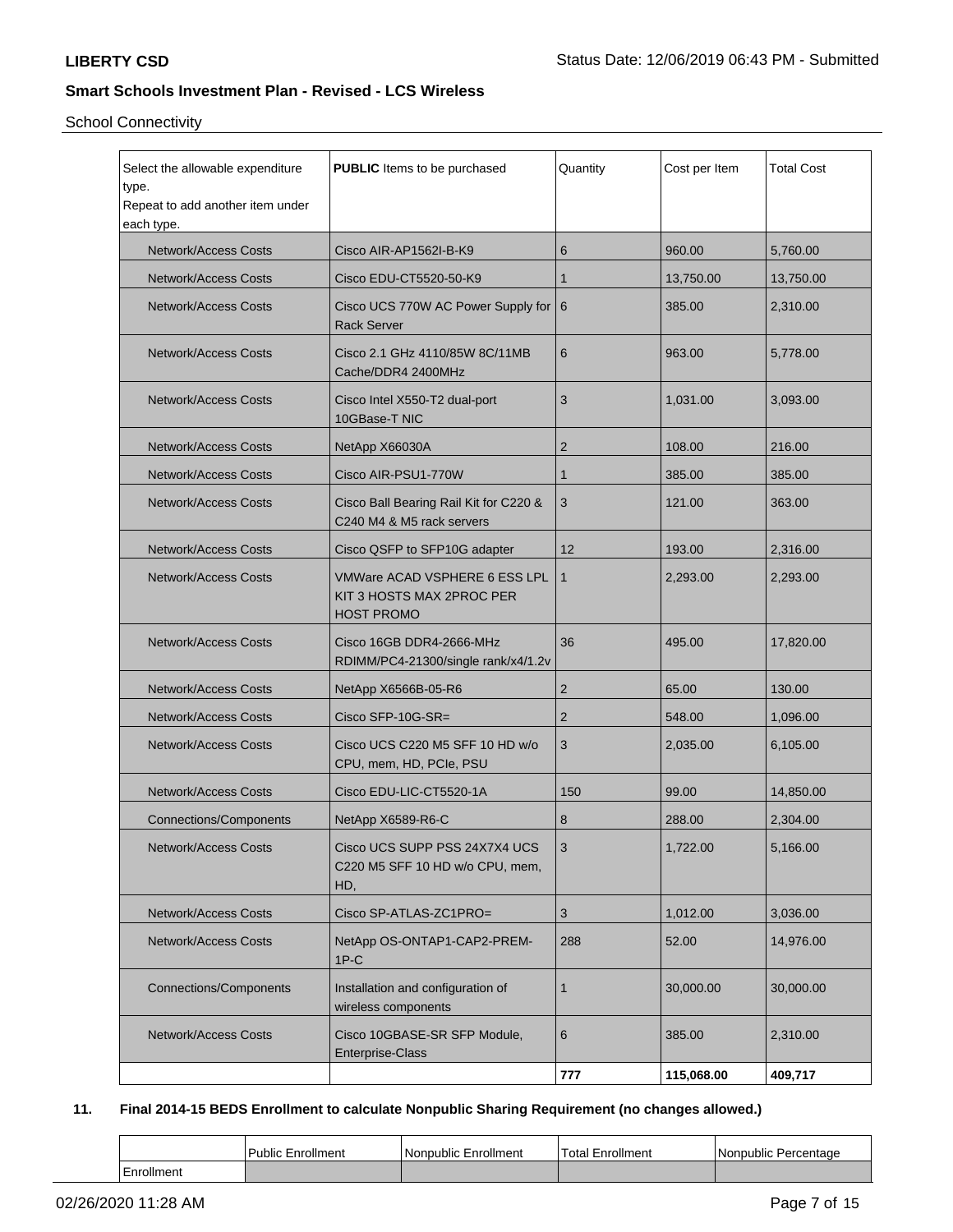School Connectivity

| Select the allowable expenditure type. Repeat to add another item under each type. | **PUBLIC** Items to be purchased | Quantity | Cost per Item | Total Cost |
|---|---|---|---|---|
| Network/Access Costs | Cisco AIR-AP1562I-B-K9 | 6 | 960.00 | 5,760.00 |
| Network/Access Costs | Cisco EDU-CT5520-50-K9 | 1 | 13,750.00 | 13,750.00 |
| Network/Access Costs | Cisco UCS 770W AC Power Supply for Rack Server | 6 | 385.00 | 2,310.00 |
| Network/Access Costs | Cisco 2.1 GHz 4110/85W 8C/11MB Cache/DDR4 2400MHz | 6 | 963.00 | 5,778.00 |
| Network/Access Costs | Cisco Intel X550-T2 dual-port 10GBase-T NIC | 3 | 1,031.00 | 3,093.00 |
| Network/Access Costs | NetApp X66030A | 2 | 108.00 | 216.00 |
| Network/Access Costs | Cisco AIR-PSU1-770W | 1 | 385.00 | 385.00 |
| Network/Access Costs | Cisco Ball Bearing Rail Kit for C220 & C240 M4 & M5 rack servers | 3 | 121.00 | 363.00 |
| Network/Access Costs | Cisco QSFP to SFP10G adapter | 12 | 193.00 | 2,316.00 |
| Network/Access Costs | VMWare ACAD VSPHERE 6 ESS LPL KIT 3 HOSTS MAX 2PROC PER HOST PROMO | 1 | 2,293.00 | 2,293.00 |
| Network/Access Costs | Cisco 16GB DDR4-2666-MHz RDIMM/PC4-21300/single rank/x4/1.2v | 36 | 495.00 | 17,820.00 |
| Network/Access Costs | NetApp X6566B-05-R6 | 2 | 65.00 | 130.00 |
| Network/Access Costs | Cisco SFP-10G-SR= | 2 | 548.00 | 1,096.00 |
| Network/Access Costs | Cisco UCS C220 M5 SFF 10 HD w/o CPU, mem, HD, PCIe, PSU | 3 | 2,035.00 | 6,105.00 |
| Network/Access Costs | Cisco EDU-LIC-CT5520-1A | 150 | 99.00 | 14,850.00 |
| Connections/Components | NetApp X6589-R6-C | 8 | 288.00 | 2,304.00 |
| Network/Access Costs | Cisco UCS SUPP PSS 24X7X4 UCS C220 M5 SFF 10 HD w/o CPU, mem, HD, | 3 | 1,722.00 | 5,166.00 |
| Network/Access Costs | Cisco SP-ATLAS-ZC1PRO= | 3 | 1,012.00 | 3,036.00 |
| Network/Access Costs | NetApp OS-ONTAP1-CAP2-PREM-1P-C | 288 | 52.00 | 14,976.00 |
| Connections/Components | Installation and configuration of wireless components | 1 | 30,000.00 | 30,000.00 |
| Network/Access Costs | Cisco 10GBASE-SR SFP Module, Enterprise-Class | 6 | 385.00 | 2,310.00 |
| | | **777** | **115,068.00** | **409,717** |

**11. Final 2014-15 BEDS Enrollment to calculate Nonpublic Sharing Requirement (no changes allowed.)**

| | Public Enrollment | Nonpublic Enrollment | Total Enrollment | Nonpublic Percentage |
|---|---|---|---|---|
| Enrollment | | | | |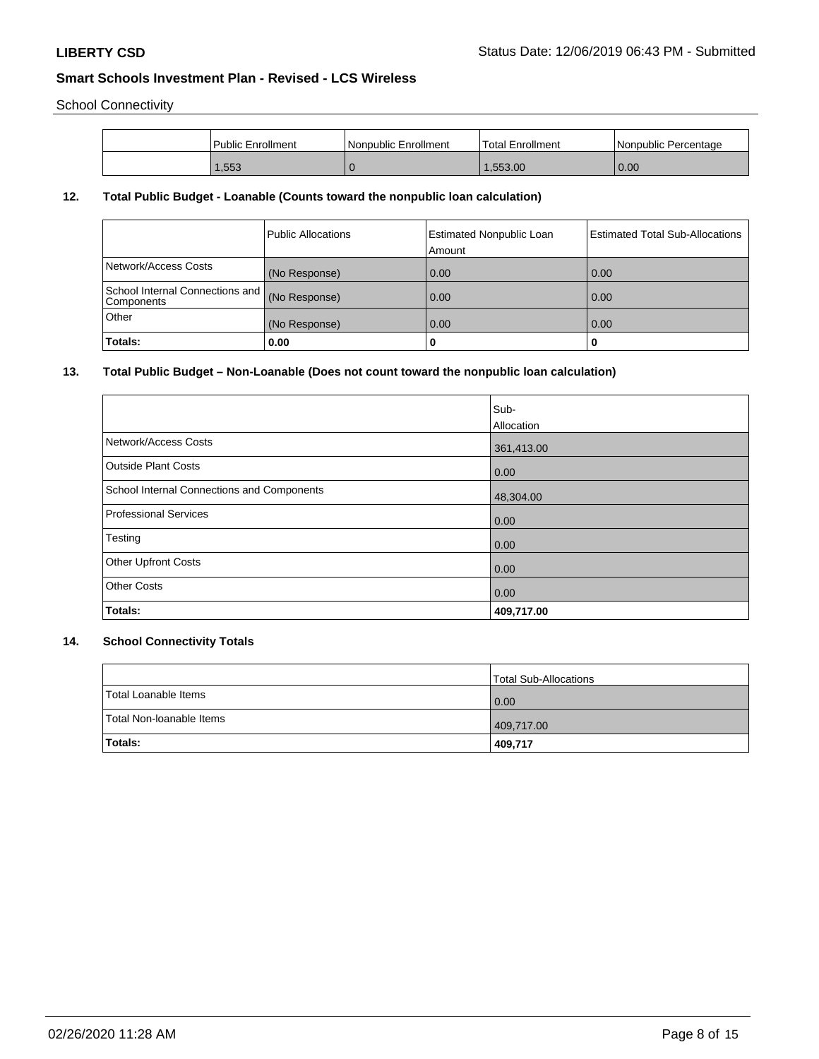School Connectivity

| | Public Enrollment | Nonpublic Enrollment | Total Enrollment | Nonpublic Percentage |
|---|---|---|---|---|
| | 1,553 | 0 | 1,553.00 | 0.00 |

### 12. Total Public Budget - Loanable (Counts toward the nonpublic loan calculation)

| | Public Allocations | Estimated Nonpublic Loan Amount | Estimated Total Sub-Allocations |
|---|---|---|---|
| Network/Access Costs | (No Response) | 0.00 | 0.00 |
| School Internal Connections and Components | (No Response) | 0.00 | 0.00 |
| Other | (No Response) | 0.00 | 0.00 |
| **Totals:** | **0.00** | **0** | **0** |

### 13. Total Public Budget – Non-Loanable (Does not count toward the nonpublic loan calculation)

| | Sub-Allocation |
|---|---|
| Network/Access Costs | 361,413.00 |
| Outside Plant Costs | 0.00 |
| School Internal Connections and Components | 48,304.00 |
| Professional Services | 0.00 |
| Testing | 0.00 |
| Other Upfront Costs | 0.00 |
| Other Costs | 0.00 |
| **Totals:** | **409,717.00** |

### 14. School Connectivity Totals

| | Total Sub-Allocations |
|---|---|
| Total Loanable Items | 0.00 |
| Total Non-loanable Items | 409,717.00 |
| **Totals:** | **409,717** |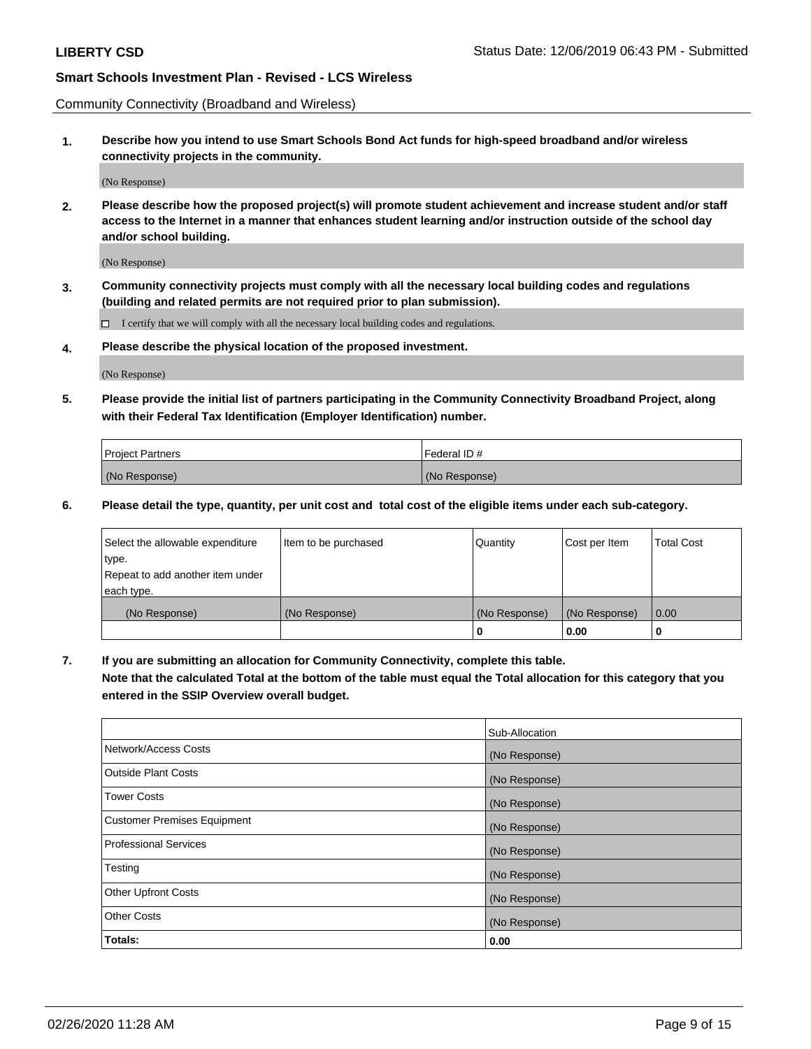Community Connectivity (Broadband and Wireless)

**1. Describe how you intend to use Smart Schools Bond Act funds for high-speed broadband and/or wireless connectivity projects in the community.**

(No Response)

**2. Please describe how the proposed project(s) will promote student achievement and increase student and/or staff access to the Internet in a manner that enhances student learning and/or instruction outside of the school day and/or school building.**

(No Response)

**3. Community connectivity projects must comply with all the necessary local building codes and regulations (building and related permits are not required prior to plan submission).**

☐ I certify that we will comply with all the necessary local building codes and regulations.

**4. Please describe the physical location of the proposed investment.**

(No Response)

**5. Please provide the initial list of partners participating in the Community Connectivity Broadband Project, along with their Federal Tax Identification (Employer Identification) number.**

| Project Partners | Federal ID # |
|---|---|
| (No Response) | (No Response) |

**6. Please detail the type, quantity, per unit cost and total cost of the eligible items under each sub-category.**

| Select the allowable expenditure type. Repeat to add another item under each type. | Item to be purchased | Quantity | Cost per Item | Total Cost |
|---|---|---|---|---|
| (No Response) | (No Response) | (No Response) | (No Response) | 0.00 |
| | | **0** | **0.00** | **0** |

**7. If you are submitting an allocation for Community Connectivity, complete this table. Note that the calculated Total at the bottom of the table must equal the Total allocation for this category that you entered in the SSIP Overview overall budget.**

| | Sub-Allocation |
|---|---|
| Network/Access Costs | (No Response) |
| Outside Plant Costs | (No Response) |
| Tower Costs | (No Response) |
| Customer Premises Equipment | (No Response) |
| Professional Services | (No Response) |
| Testing | (No Response) |
| Other Upfront Costs | (No Response) |
| Other Costs | (No Response) |
| **Totals:** | **0.00** |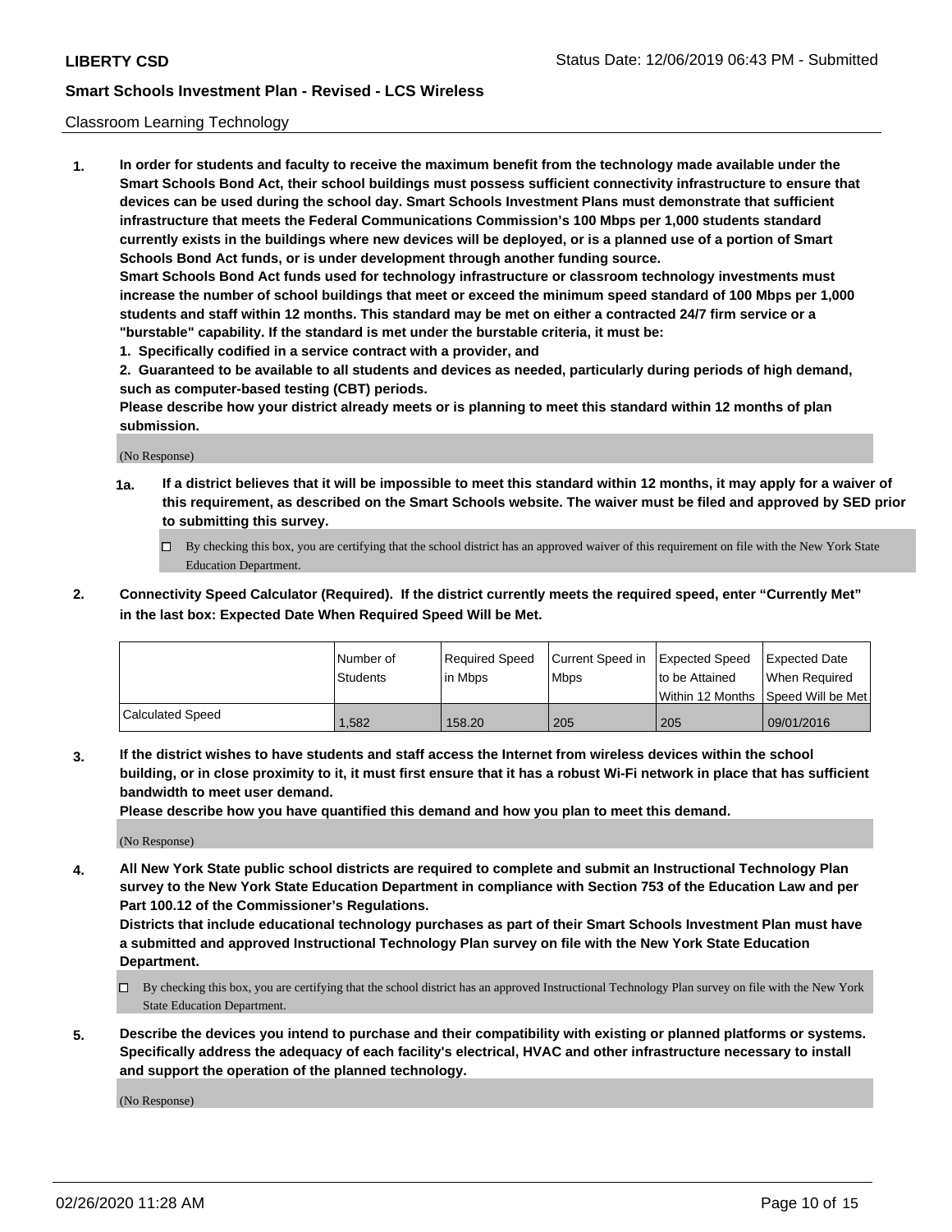Classroom Learning Technology

**1. In order for students and faculty to receive the maximum benefit from the technology made available under the Smart Schools Bond Act, their school buildings must possess sufficient connectivity infrastructure to ensure that devices can be used during the school day. Smart Schools Investment Plans must demonstrate that sufficient infrastructure that meets the Federal Communications Commission's 100 Mbps per 1,000 students standard currently exists in the buildings where new devices will be deployed, or is a planned use of a portion of Smart Schools Bond Act funds, or is under development through another funding source.**

**Smart Schools Bond Act funds used for technology infrastructure or classroom technology investments must increase the number of school buildings that meet or exceed the minimum speed standard of 100 Mbps per 1,000 students and staff within 12 months. This standard may be met on either a contracted 24/7 firm service or a "burstable" capability. If the standard is met under the burstable criteria, it must be:**

**1. Specifically codified in a service contract with a provider, and**

**2. Guaranteed to be available to all students and devices as needed, particularly during periods of high demand, such as computer-based testing (CBT) periods.**

**Please describe how your district already meets or is planning to meet this standard within 12 months of plan submission.**

(No Response)

**1a. If a district believes that it will be impossible to meet this standard within 12 months, it may apply for a waiver of this requirement, as described on the Smart Schools website. The waiver must be filed and approved by SED prior to submitting this survey.**

☐ By checking this box, you are certifying that the school district has an approved waiver of this requirement on file with the New York State Education Department.

**2. Connectivity Speed Calculator (Required). If the district currently meets the required speed, enter "Currently Met" in the last box: Expected Date When Required Speed Will be Met.**

| | Number of Students | Required Speed in Mbps | Current Speed in Mbps | Expected Speed to be Attained Within 12 Months | Expected Date When Required Speed Will be Met |
|---|---|---|---|---|---|
| Calculated Speed | 1,582 | 158.20 | 205 | 205 | 09/01/2016 |

**3. If the district wishes to have students and staff access the Internet from wireless devices within the school building, or in close proximity to it, it must first ensure that it has a robust Wi-Fi network in place that has sufficient bandwidth to meet user demand.**

**Please describe how you have quantified this demand and how you plan to meet this demand.**

(No Response)

**4. All New York State public school districts are required to complete and submit an Instructional Technology Plan survey to the New York State Education Department in compliance with Section 753 of the Education Law and per Part 100.12 of the Commissioner's Regulations.**

**Districts that include educational technology purchases as part of their Smart Schools Investment Plan must have a submitted and approved Instructional Technology Plan survey on file with the New York State Education Department.**

☐ By checking this box, you are certifying that the school district has an approved Instructional Technology Plan survey on file with the New York State Education Department.

**5. Describe the devices you intend to purchase and their compatibility with existing or planned platforms or systems. Specifically address the adequacy of each facility's electrical, HVAC and other infrastructure necessary to install and support the operation of the planned technology.**

(No Response)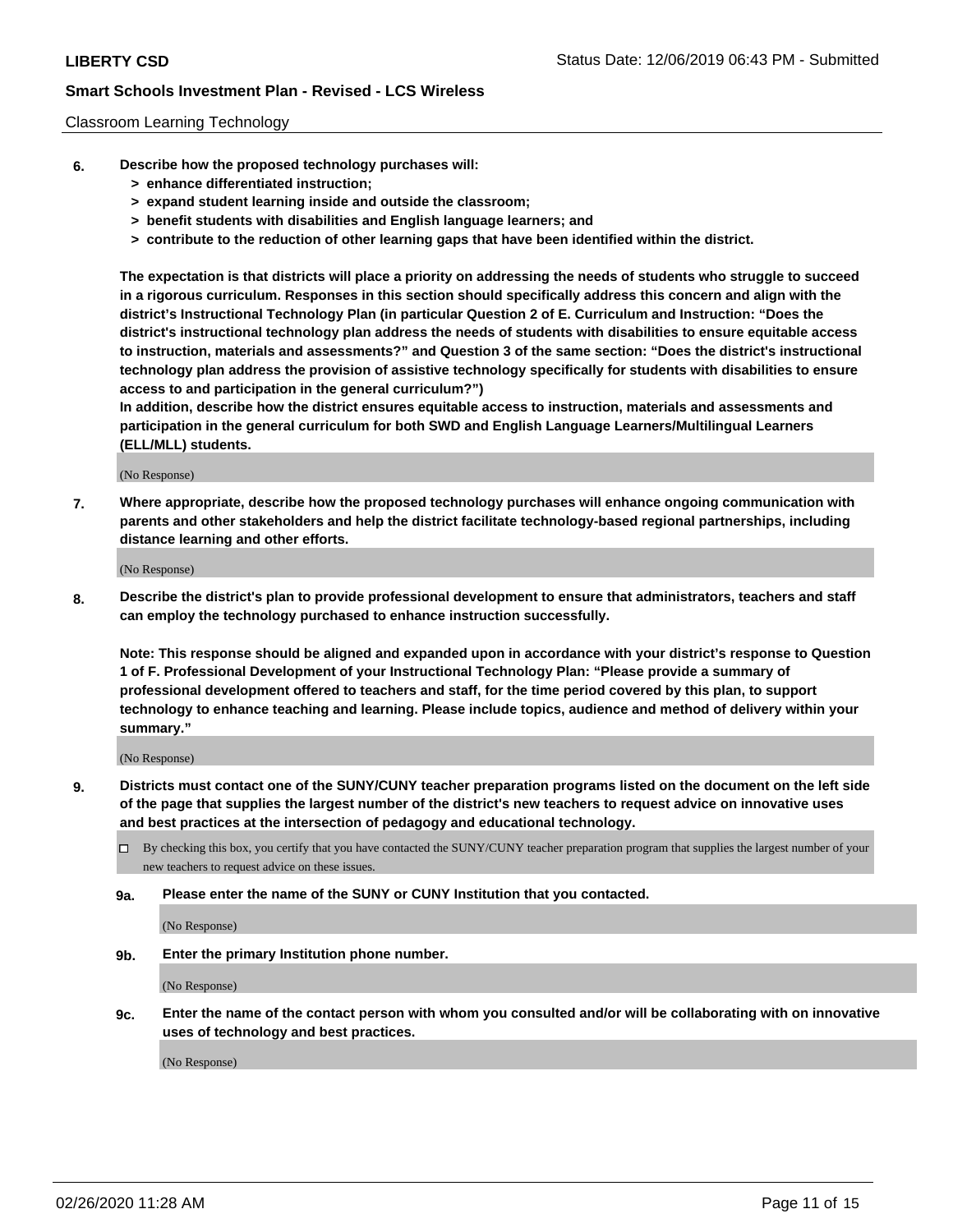Classroom Learning Technology

**6. Describe how the proposed technology purchases will:**
   **> enhance differentiated instruction;**
   **> expand student learning inside and outside the classroom;**
   **> benefit students with disabilities and English language learners; and**
   **> contribute to the reduction of other learning gaps that have been identified within the district.**

**The expectation is that districts will place a priority on addressing the needs of students who struggle to succeed in a rigorous curriculum. Responses in this section should specifically address this concern and align with the district's Instructional Technology Plan (in particular Question 2 of E. Curriculum and Instruction: "Does the district's instructional technology plan address the needs of students with disabilities to ensure equitable access to instruction, materials and assessments?" and Question 3 of the same section: "Does the district's instructional technology plan address the provision of assistive technology specifically for students with disabilities to ensure access to and participation in the general curriculum?")**

**In addition, describe how the district ensures equitable access to instruction, materials and assessments and participation in the general curriculum for both SWD and English Language Learners/Multilingual Learners (ELL/MLL) students.**

(No Response)

**7. Where appropriate, describe how the proposed technology purchases will enhance ongoing communication with parents and other stakeholders and help the district facilitate technology-based regional partnerships, including distance learning and other efforts.**

(No Response)

**8. Describe the district's plan to provide professional development to ensure that administrators, teachers and staff can employ the technology purchased to enhance instruction successfully.**

**Note: This response should be aligned and expanded upon in accordance with your district's response to Question 1 of F. Professional Development of your Instructional Technology Plan: "Please provide a summary of professional development offered to teachers and staff, for the time period covered by this plan, to support technology to enhance teaching and learning. Please include topics, audience and method of delivery within your summary."**

(No Response)

**9. Districts must contact one of the SUNY/CUNY teacher preparation programs listed on the document on the left side of the page that supplies the largest number of the district's new teachers to request advice on innovative uses and best practices at the intersection of pedagogy and educational technology.**

☐ By checking this box, you certify that you have contacted the SUNY/CUNY teacher preparation program that supplies the largest number of your new teachers to request advice on these issues.

**9a. Please enter the name of the SUNY or CUNY Institution that you contacted.**

(No Response)

**9b. Enter the primary Institution phone number.**

(No Response)

**9c. Enter the name of the contact person with whom you consulted and/or will be collaborating with on innovative uses of technology and best practices.**

(No Response)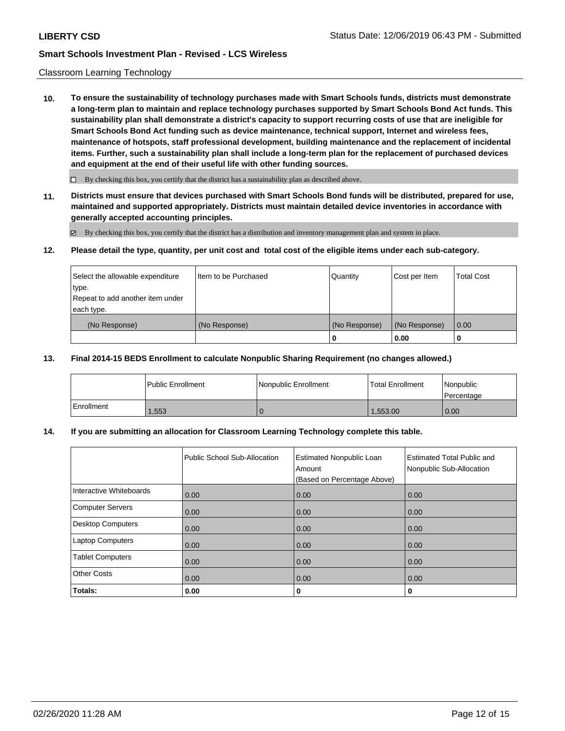Classroom Learning Technology

**10. To ensure the sustainability of technology purchases made with Smart Schools funds, districts must demonstrate a long-term plan to maintain and replace technology purchases supported by Smart Schools Bond Act funds. This sustainability plan shall demonstrate a district's capacity to support recurring costs of use that are ineligible for Smart Schools Bond Act funding such as device maintenance, technical support, Internet and wireless fees, maintenance of hotspots, staff professional development, building maintenance and the replacement of incidental items. Further, such a sustainability plan shall include a long-term plan for the replacement of purchased devices and equipment at the end of their useful life with other funding sources.**

☐ By checking this box, you certify that the district has a sustainability plan as described above.

**11. Districts must ensure that devices purchased with Smart Schools Bond funds will be distributed, prepared for use, maintained and supported appropriately. Districts must maintain detailed device inventories in accordance with generally accepted accounting principles.**

☑ By checking this box, you certify that the district has a distribution and inventory management plan and system in place.

**12. Please detail the type, quantity, per unit cost and total cost of the eligible items under each sub-category.**

| Select the allowable expenditure type. Repeat to add another item under each type. | Item to be Purchased | Quantity | Cost per Item | Total Cost |
|---|---|---|---|---|
| (No Response) | (No Response) | (No Response) | (No Response) | 0.00 |
| | | 0 | 0.00 | 0 |

**13. Final 2014-15 BEDS Enrollment to calculate Nonpublic Sharing Requirement (no changes allowed.)**

| | Public Enrollment | Nonpublic Enrollment | Total Enrollment | Nonpublic Percentage |
|---|---|---|---|---|
| Enrollment | 1,553 | 0 | 1,553.00 | 0.00 |

**14. If you are submitting an allocation for Classroom Learning Technology complete this table.**

| | Public School Sub-Allocation | Estimated Nonpublic Loan Amount (Based on Percentage Above) | Estimated Total Public and Nonpublic Sub-Allocation |
|---|---|---|---|
| Interactive Whiteboards | 0.00 | 0.00 | 0.00 |
| Computer Servers | 0.00 | 0.00 | 0.00 |
| Desktop Computers | 0.00 | 0.00 | 0.00 |
| Laptop Computers | 0.00 | 0.00 | 0.00 |
| Tablet Computers | 0.00 | 0.00 | 0.00 |
| Other Costs | 0.00 | 0.00 | 0.00 |
| **Totals:** | **0.00** | **0** | **0** |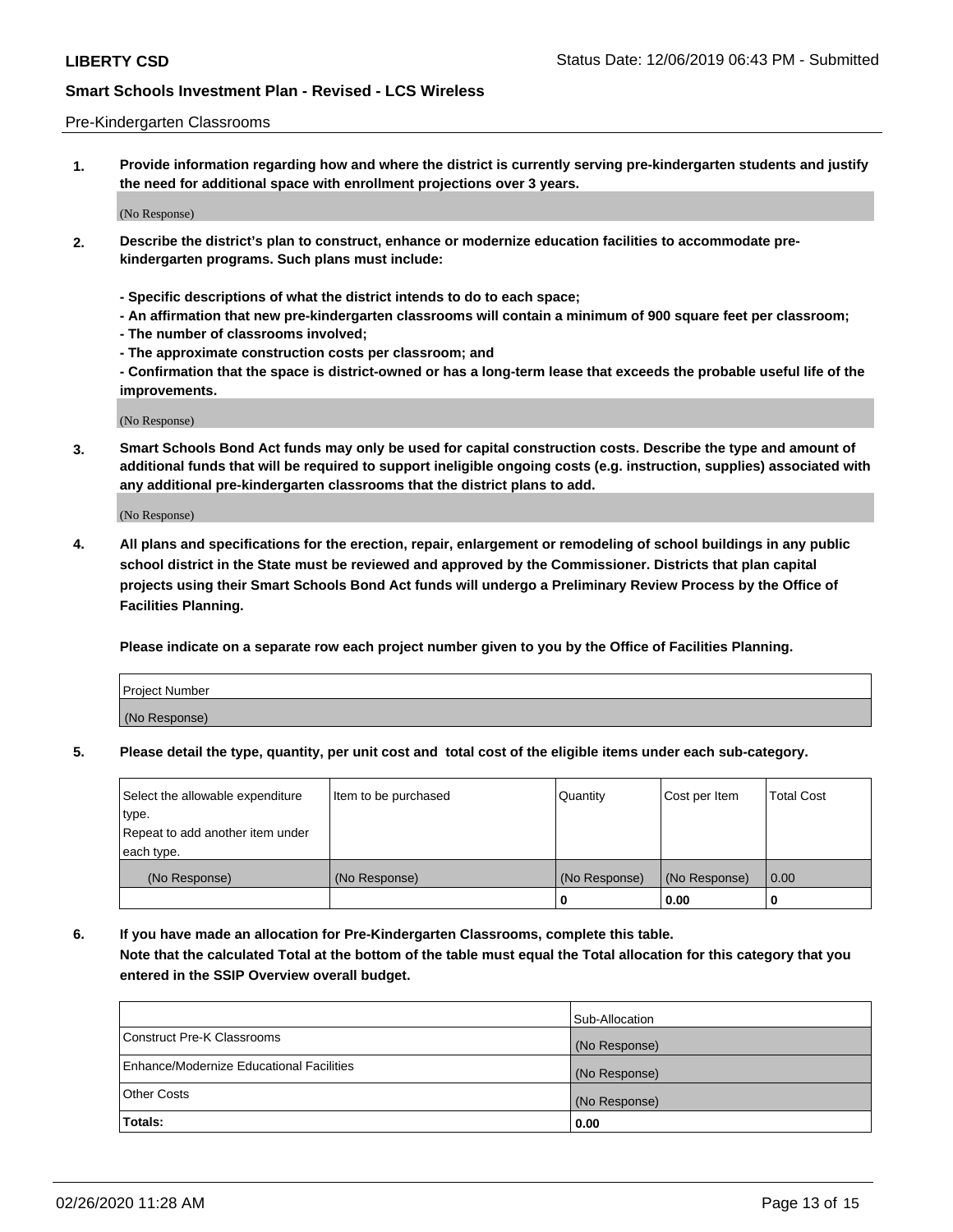Pre-Kindergarten Classrooms

**1. Provide information regarding how and where the district is currently serving pre-kindergarten students and justify the need for additional space with enrollment projections over 3 years.**

(No Response)

**2. Describe the district's plan to construct, enhance or modernize education facilities to accommodate pre-kindergarten programs. Such plans must include:**

**- Specific descriptions of what the district intends to do to each space;**
**- An affirmation that new pre-kindergarten classrooms will contain a minimum of 900 square feet per classroom;**
**- The number of classrooms involved;**
**- The approximate construction costs per classroom; and**
**- Confirmation that the space is district-owned or has a long-term lease that exceeds the probable useful life of the improvements.**

(No Response)

**3. Smart Schools Bond Act funds may only be used for capital construction costs. Describe the type and amount of additional funds that will be required to support ineligible ongoing costs (e.g. instruction, supplies) associated with any additional pre-kindergarten classrooms that the district plans to add.**

(No Response)

**4. All plans and specifications for the erection, repair, enlargement or remodeling of school buildings in any public school district in the State must be reviewed and approved by the Commissioner. Districts that plan capital projects using their Smart Schools Bond Act funds will undergo a Preliminary Review Process by the Office of Facilities Planning.**

**Please indicate on a separate row each project number given to you by the Office of Facilities Planning.**

| Project Number |
|---|
| (No Response) |

**5. Please detail the type, quantity, per unit cost and total cost of the eligible items under each sub-category.**

| Select the allowable expenditure type. Repeat to add another item under each type. | Item to be purchased | Quantity | Cost per Item | Total Cost |
|---|---|---|---|---|
| (No Response) | (No Response) | (No Response) | (No Response) | 0.00 |
| | | 0 | 0.00 | 0 |

**6. If you have made an allocation for Pre-Kindergarten Classrooms, complete this table. Note that the calculated Total at the bottom of the table must equal the Total allocation for this category that you entered in the SSIP Overview overall budget.**

| | Sub-Allocation |
|---|---|
| Construct Pre-K Classrooms | (No Response) |
| Enhance/Modernize Educational Facilities | (No Response) |
| Other Costs | (No Response) |
| **Totals:** | **0.00** |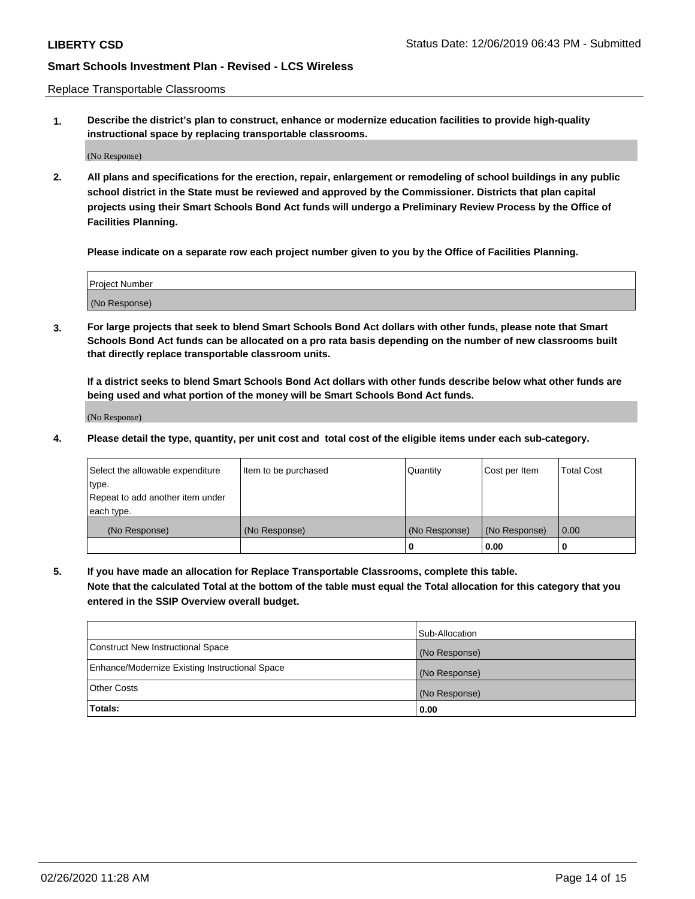Replace Transportable Classrooms

1. **Describe the district's plan to construct, enhance or modernize education facilities to provide high-quality instructional space by replacing transportable classrooms.**

   (No Response)

2. **All plans and specifications for the erection, repair, enlargement or remodeling of school buildings in any public school district in the State must be reviewed and approved by the Commissioner. Districts that plan capital projects using their Smart Schools Bond Act funds will undergo a Preliminary Review Process by the Office of Facilities Planning.**

   **Please indicate on a separate row each project number given to you by the Office of Facilities Planning.**

| Project Number |
|---|
| (No Response) |

3. **For large projects that seek to blend Smart Schools Bond Act dollars with other funds, please note that Smart Schools Bond Act funds can be allocated on a pro rata basis depending on the number of new classrooms built that directly replace transportable classroom units.**

   **If a district seeks to blend Smart Schools Bond Act dollars with other funds describe below what other funds are being used and what portion of the money will be Smart Schools Bond Act funds.**

   (No Response)

4. **Please detail the type, quantity, per unit cost and total cost of the eligible items under each sub-category.**

| Select the allowable expenditure type. Repeat to add another item under each type. | Item to be purchased | Quantity | Cost per Item | Total Cost |
|---|---|---|---|---|
| (No Response) | (No Response) | (No Response) | (No Response) | 0.00 |
| | | 0 | 0.00 | 0 |

5. **If you have made an allocation for Replace Transportable Classrooms, complete this table. Note that the calculated Total at the bottom of the table must equal the Total allocation for this category that you entered in the SSIP Overview overall budget.**

| | Sub-Allocation |
|---|---|
| Construct New Instructional Space | (No Response) |
| Enhance/Modernize Existing Instructional Space | (No Response) |
| Other Costs | (No Response) |
| **Totals:** | **0.00** |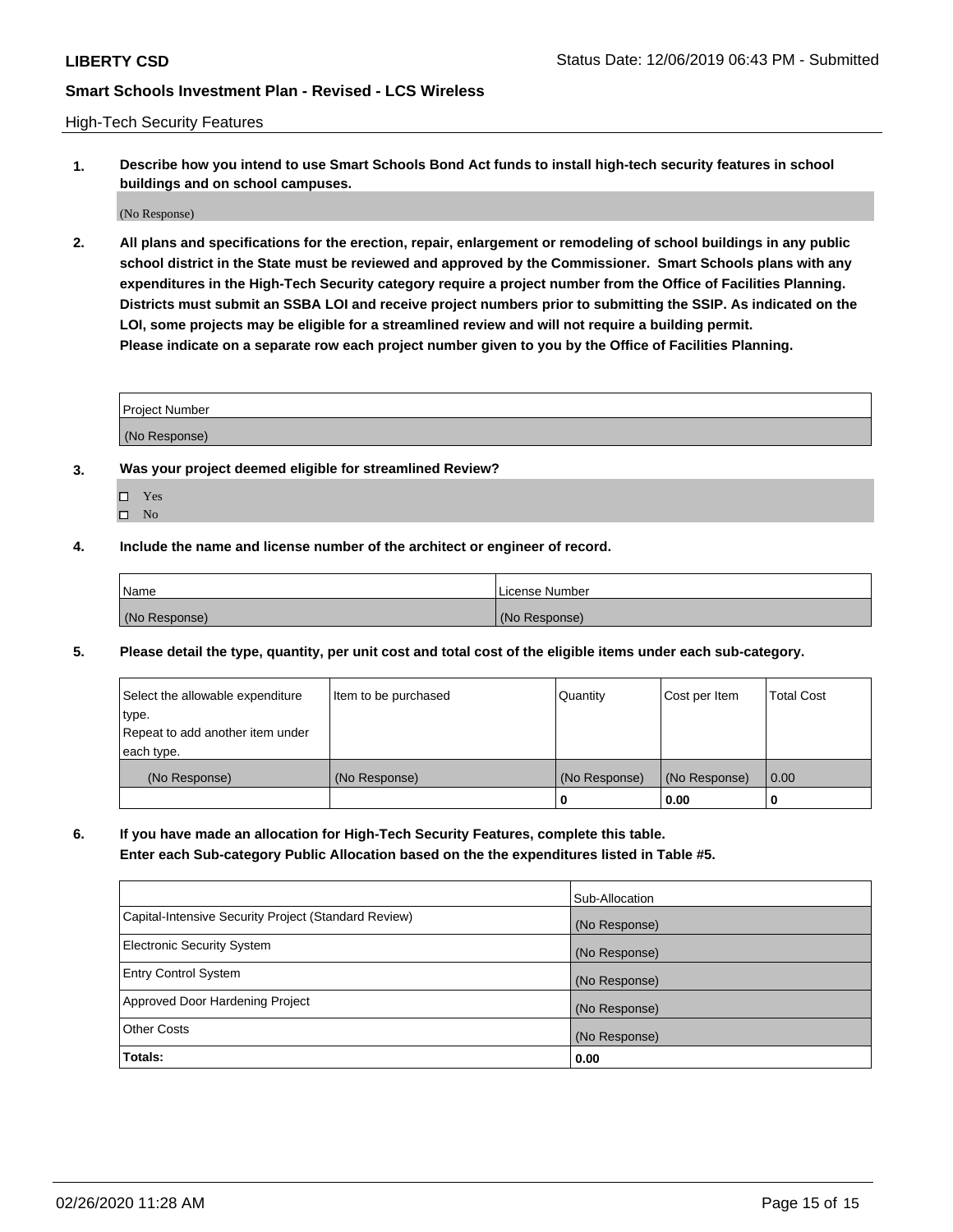High-Tech Security Features

**1. Describe how you intend to use Smart Schools Bond Act funds to install high-tech security features in school buildings and on school campuses.**

(No Response)

**2. All plans and specifications for the erection, repair, enlargement or remodeling of school buildings in any public school district in the State must be reviewed and approved by the Commissioner. Smart Schools plans with any expenditures in the High-Tech Security category require a project number from the Office of Facilities Planning. Districts must submit an SSBA LOI and receive project numbers prior to submitting the SSIP. As indicated on the LOI, some projects may be eligible for a streamlined review and will not require a building permit.**
**Please indicate on a separate row each project number given to you by the Office of Facilities Planning.**

| Project Number |
|---|
| (No Response) |

**3. Was your project deemed eligible for streamlined Review?**

- ☐ Yes
- ☐ No

**4. Include the name and license number of the architect or engineer of record.**

| Name | License Number |
|---|---|
| (No Response) | (No Response) |

**5. Please detail the type, quantity, per unit cost and total cost of the eligible items under each sub-category.**

| Select the allowable expenditure type. Repeat to add another item under each type. | Item to be purchased | Quantity | Cost per Item | Total Cost |
|---|---|---|---|---|
| (No Response) | (No Response) | (No Response) | (No Response) | 0.00 |
| | | 0 | 0.00 | 0 |

**6. If you have made an allocation for High-Tech Security Features, complete this table. Enter each Sub-category Public Allocation based on the the expenditures listed in Table #5.**

| | Sub-Allocation |
|---|---|
| Capital-Intensive Security Project (Standard Review) | (No Response) |
| Electronic Security System | (No Response) |
| Entry Control System | (No Response) |
| Approved Door Hardening Project | (No Response) |
| Other Costs | (No Response) |
| **Totals:** | **0.00** |